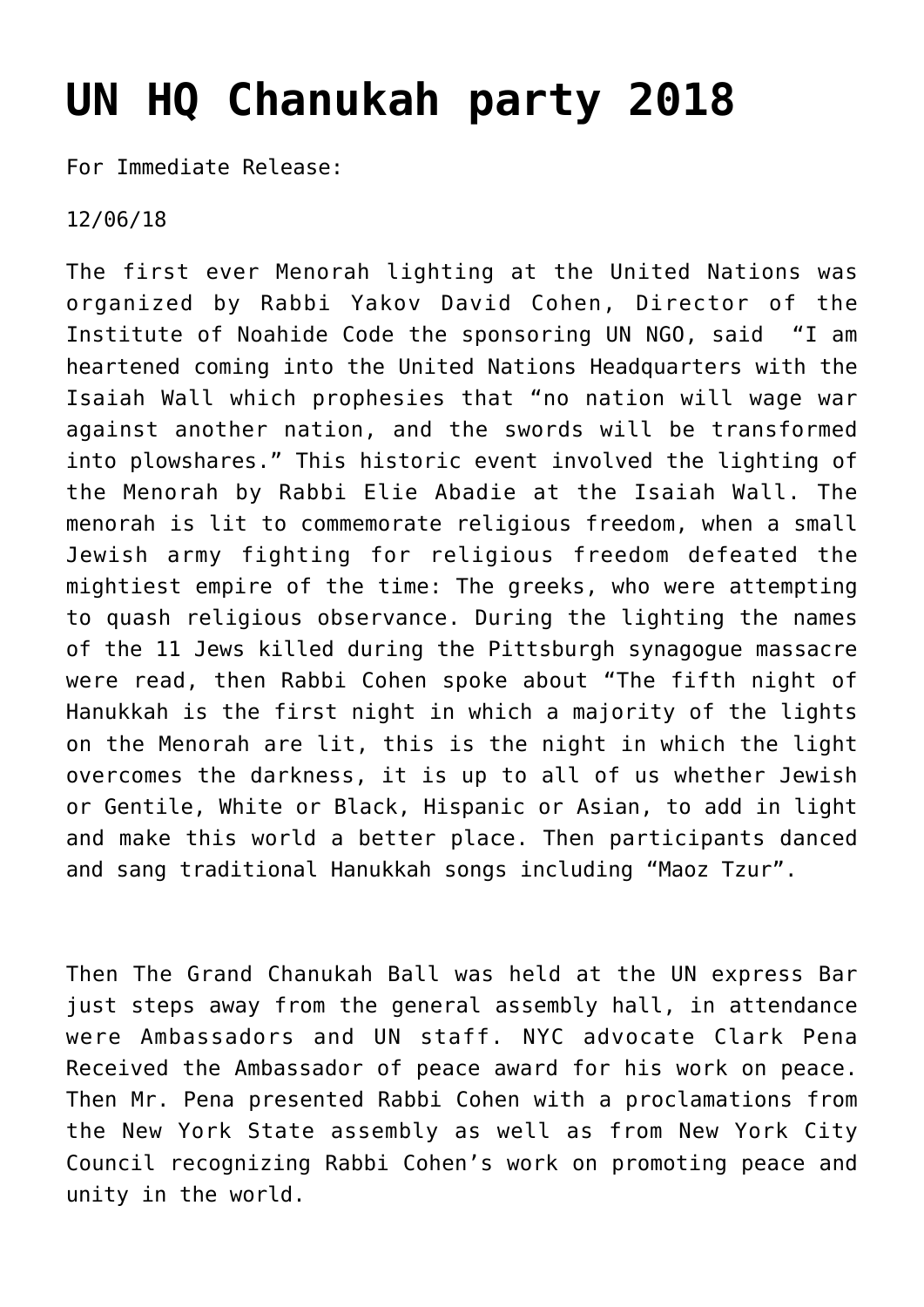# UN HQ Chanukah party 2018

For Immediate Release:

12/06/18

The first ever Menorah lighting at the United Nations was organized by Rabbi Yakov David Cohen, Director of the Institute of Noahide Code the sponsoring UN NGO, said "I am heartened coming into the United Nations Headquarters with the Isaiah Wall which prophesies that "no nation will wage war against another nation, and the swords will be transformed into plowshares." This historic event involved the lighting of the Menorah by Rabbi Elie Abadie at the Isaiah Wall. The menorah is lit to commemorate religious freedom, when a small Jewish army fighting for religious freedom defeated the mightiest empire of the time: The greeks, who were attempting to quash religious observance. During the lighting the names of the 11 Jews killed during the Pittsburgh synagogue massacre were read, then Rabbi Cohen spoke about "The fifth night of Hanukkah is the first night in which a majority of the lights on the Menorah are lit, this is the night in which the light overcomes the darkness, it is up to all of us whether Jewish or Gentile, White or Black, Hispanic or Asian, to add in light and make this world a better place. Then participants danced and sang traditional Hanukkah songs including "Maoz Tzur".

Then The Grand Chanukah Ball was held at the UN express Bar just steps away from the general assembly hall, in attendance were Ambassadors and UN staff. NYC advocate Clark Pena Received the Ambassador of peace award for his work on peace. Then Mr. Pena presented Rabbi Cohen with a proclamations from the New York State assembly as well as from New York City Council recognizing Rabbi Cohen's work on promoting peace and unity in the world.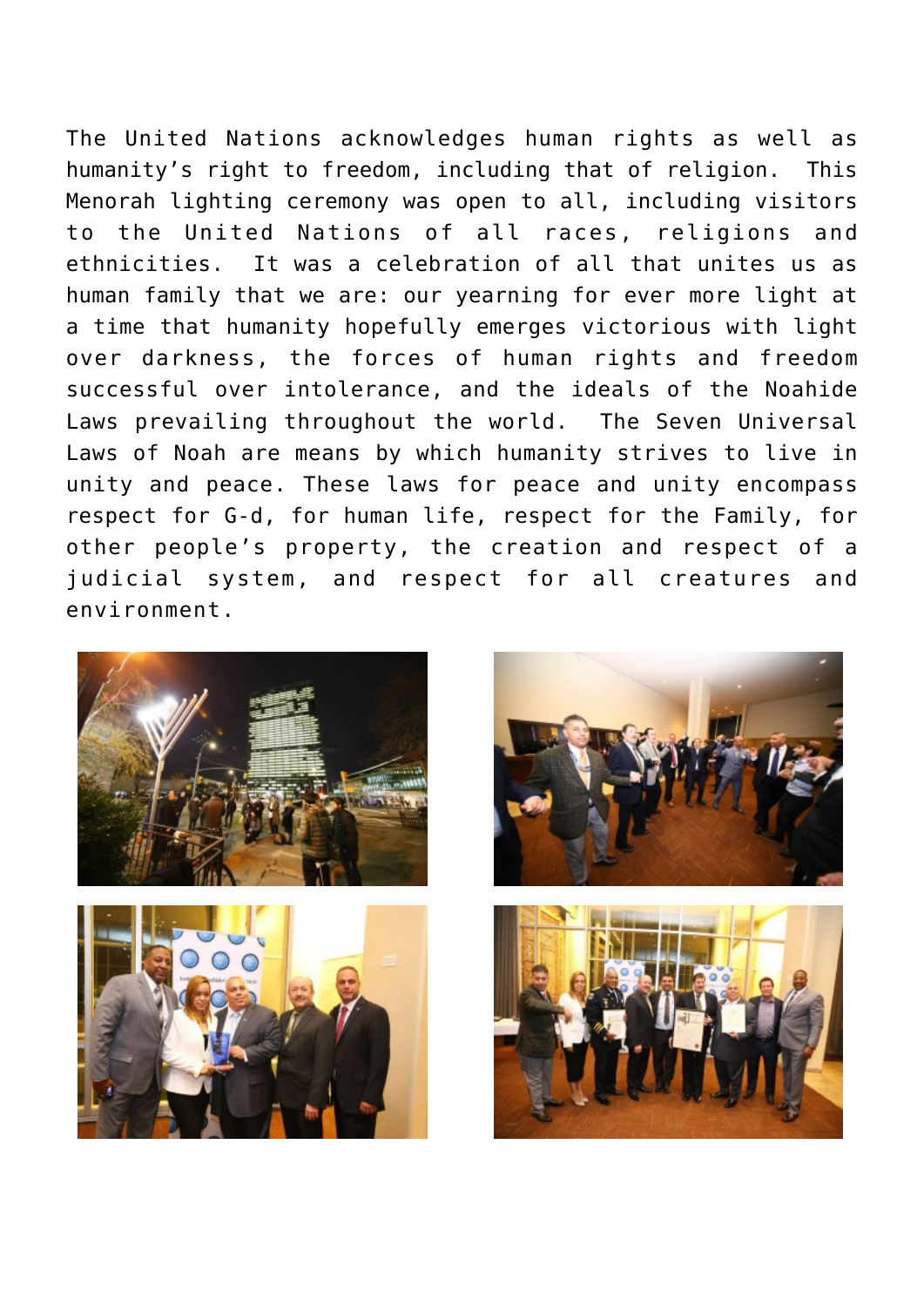The United Nations acknowledges human rights as well as humanity's right to freedom, including that of religion. This Menorah lighting ceremony was open to all, including visitors to the United Nations of all races, religions and ethnicities. It was a celebration of all that unites us as human family that we are: our yearning for ever more light at a time that humanity hopefully emerges victorious with light over darkness, the forces of human rights and freedom successful over intolerance, and the ideals of the Noahide Laws prevailing throughout the world. The Seven Universal Laws of Noah are means by which humanity strives to live in unity and peace. These laws for peace and unity encompass respect for G-d, for human life, respect for the Family, for other people's property, the creation and respect of a judicial system, and respect for all creatures and environment.